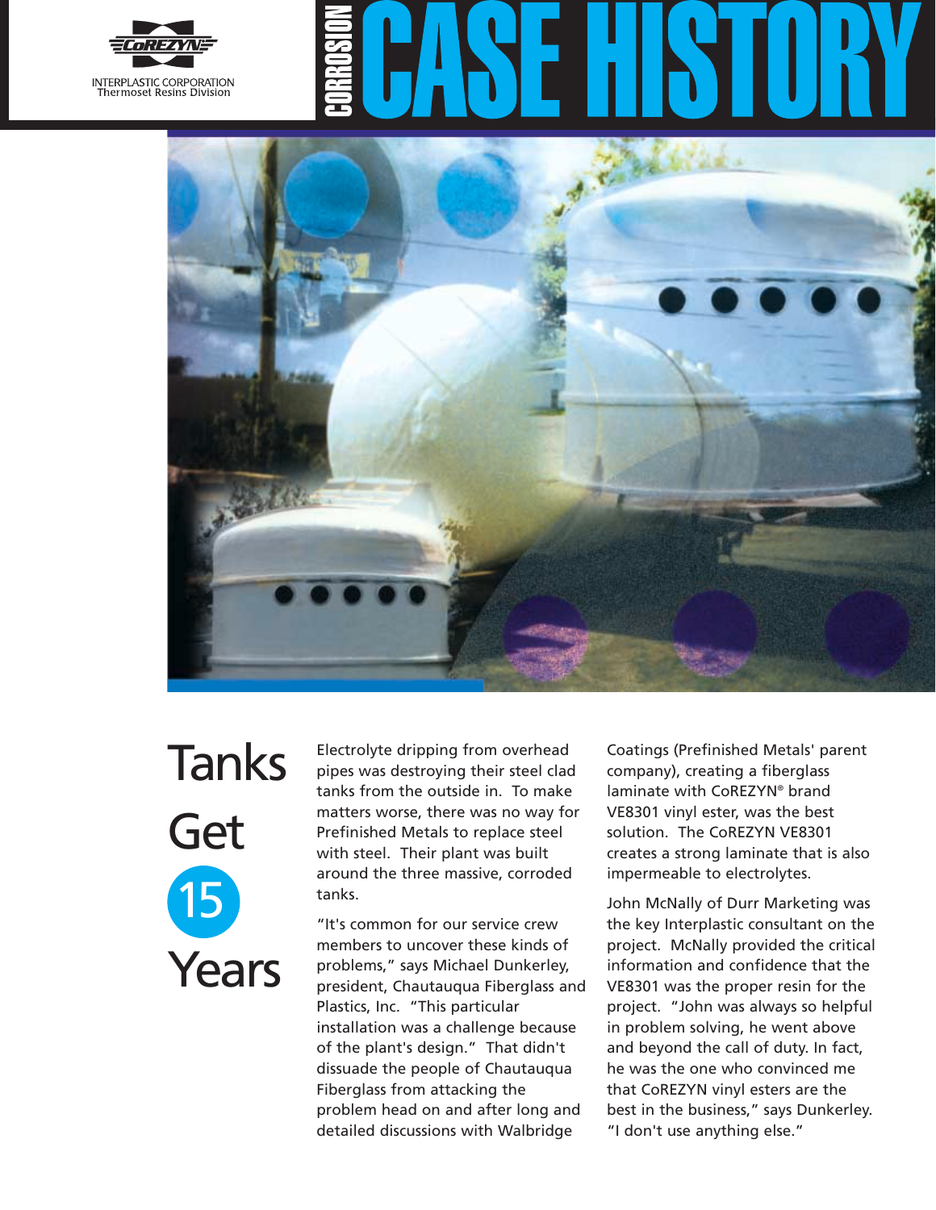CoREZYN

INTERPLASTIC CORPORATION
Thermoset Resins Division

# CORROSION CASE HISTORY

## Tanks Get 15 Years

Electrolyte dripping from overhead pipes was destroying their steel clad tanks from the outside in. To make matters worse, there was no way for Prefinished Metals to replace steel with steel. Their plant was built around the three massive, corroded tanks.

"It's common for our service crew members to uncover these kinds of problems," says Michael Dunkerley, president, Chautauqua Fiberglass and Plastics, Inc. "This particular installation was a challenge because of the plant's design." That didn't dissuade the people of Chautauqua Fiberglass from attacking the problem head on and after long and detailed discussions with Walbridge Coatings (Prefinished Metals' parent company), creating a fiberglass laminate with CoREZYN® brand VE8301 vinyl ester, was the best solution. The CoREZYN VE8301 creates a strong laminate that is also impermeable to electrolytes.

John McNally of Durr Marketing was the key Interplastic consultant on the project. McNally provided the critical information and confidence that the VE8301 was the proper resin for the project. "John was always so helpful in problem solving, he went above and beyond the call of duty. In fact, he was the one who convinced me that CoREZYN vinyl esters are the best in the business," says Dunkerley. "I don't use anything else."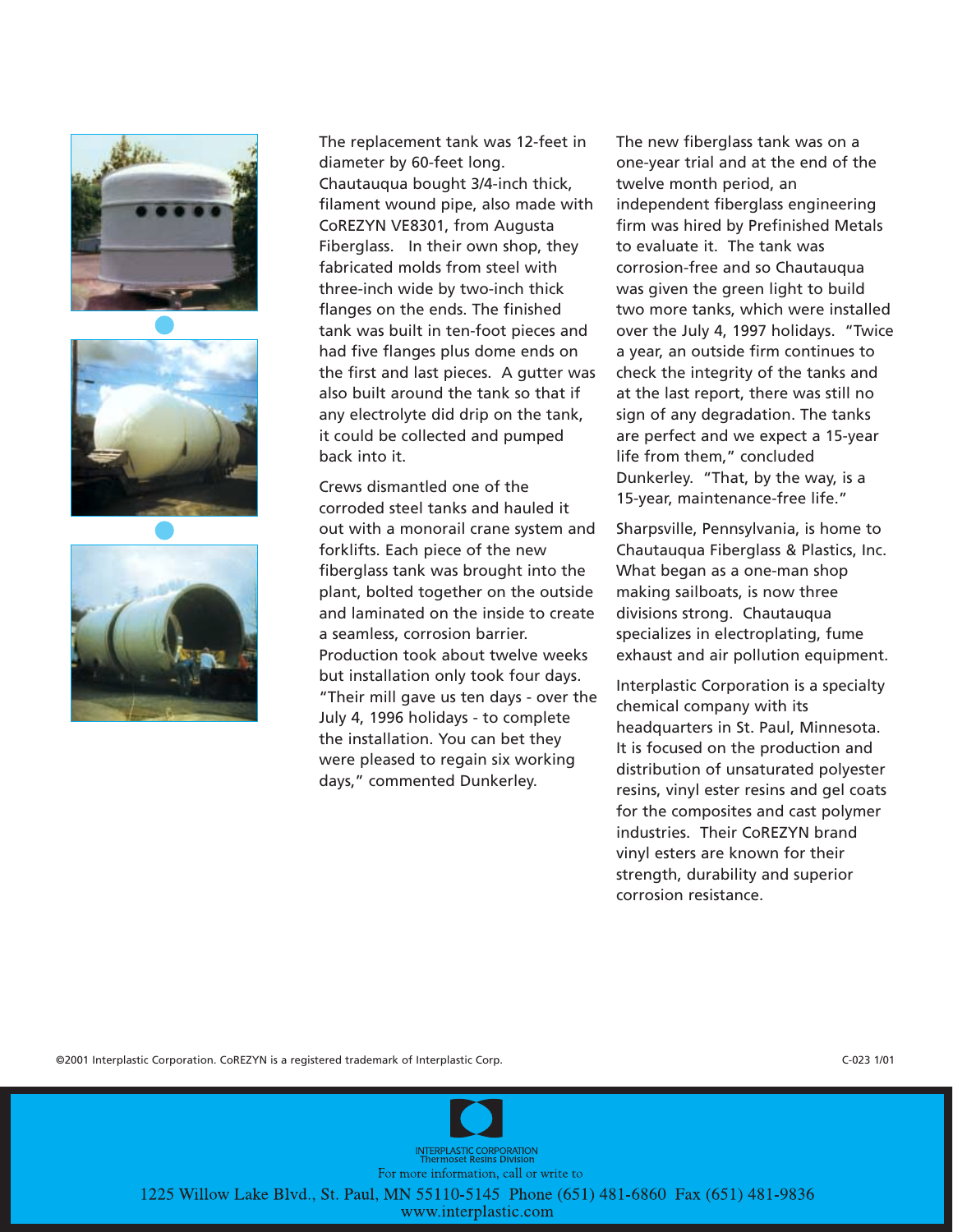The replacement tank was 12-feet in diameter by 60-feet long. Chautauqua bought 3/4-inch thick, filament wound pipe, also made with CoREZYN VE8301, from Augusta Fiberglass. In their own shop, they fabricated molds from steel with three-inch wide by two-inch thick flanges on the ends. The finished tank was built in ten-foot pieces and had five flanges plus dome ends on the first and last pieces. A gutter was also built around the tank so that if any electrolyte did drip on the tank, it could be collected and pumped back into it.

Crews dismantled one of the corroded steel tanks and hauled it out with a monorail crane system and forklifts. Each piece of the new fiberglass tank was brought into the plant, bolted together on the outside and laminated on the inside to create a seamless, corrosion barrier. Production took about twelve weeks but installation only took four days. "Their mill gave us ten days - over the July 4, 1996 holidays - to complete the installation. You can bet they were pleased to regain six working days," commented Dunkerley.

The new fiberglass tank was on a one-year trial and at the end of the twelve month period, an independent fiberglass engineering firm was hired by Prefinished Metals to evaluate it. The tank was corrosion-free and so Chautauqua was given the green light to build two more tanks, which were installed over the July 4, 1997 holidays. "Twice a year, an outside firm continues to check the integrity of the tanks and at the last report, there was still no sign of any degradation. The tanks are perfect and we expect a 15-year life from them," concluded Dunkerley. "That, by the way, is a 15-year, maintenance-free life."

Sharpsville, Pennsylvania, is home to Chautauqua Fiberglass & Plastics, Inc. What began as a one-man shop making sailboats, is now three divisions strong. Chautauqua specializes in electroplating, fume exhaust and air pollution equipment.

Interplastic Corporation is a specialty chemical company with its headquarters in St. Paul, Minnesota. It is focused on the production and distribution of unsaturated polyester resins, vinyl ester resins and gel coats for the composites and cast polymer industries. Their CoREZYN brand vinyl esters are known for their strength, durability and superior corrosion resistance.

©2001 Interplastic Corporation. CoREZYN is a registered trademark of Interplastic Corp.

C-023 1/01

INTERPLASTIC CORPORATION
Thermoset Resins Division

For more information, call or write to

1225 Willow Lake Blvd., St. Paul, MN 55110-5145 Phone (651) 481-6860 Fax (651) 481-9836

www.interplastic.com